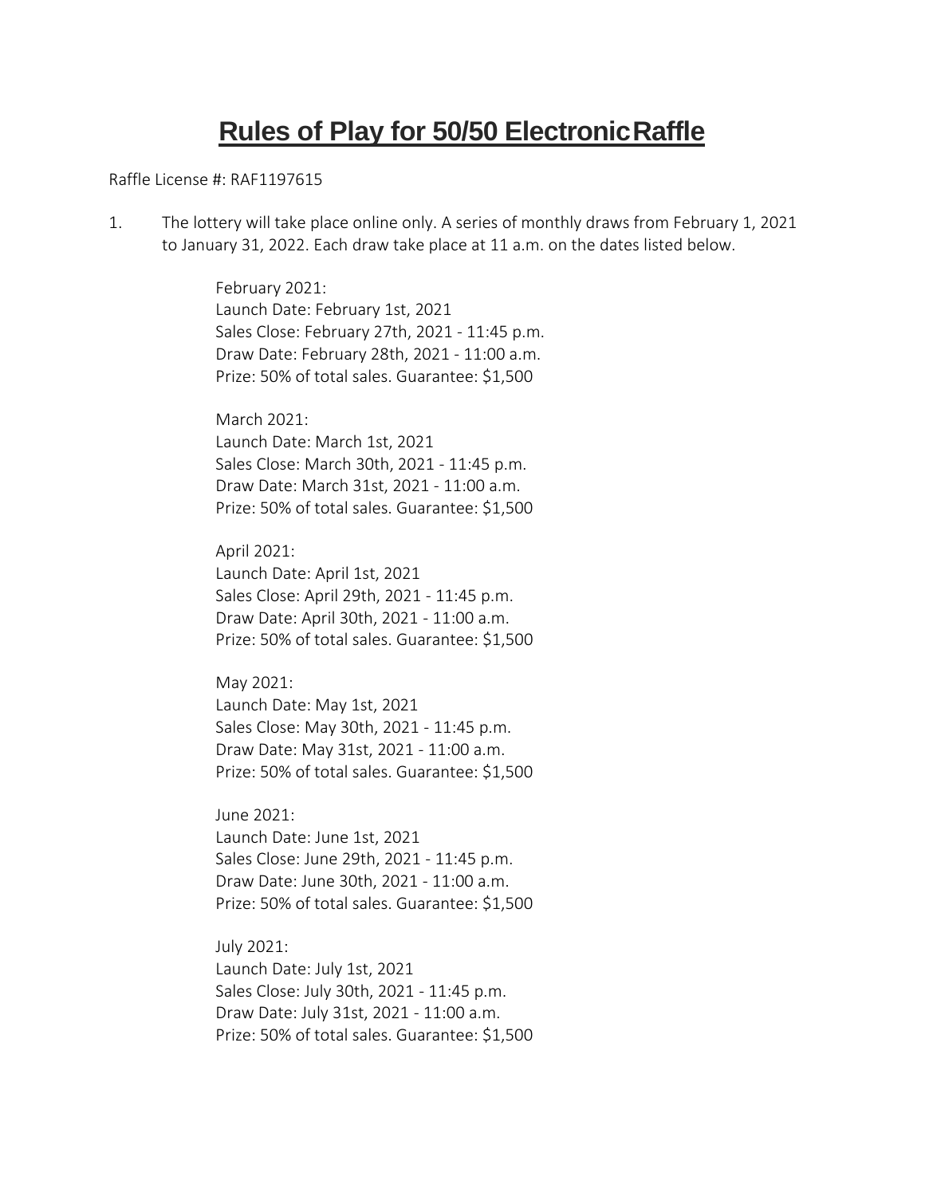# Rules of Play for 50/50 Electronic Raffle

Raffle License #: RAF1197615

1. The lottery will take place online only. A series of monthly draws from February 1, 2021 to January 31, 2022. Each draw take place at 11 a.m. on the dates listed below.

   February 2021:
   Launch Date: February 1st, 2021
   Sales Close: February 27th, 2021 - 11:45 p.m.
   Draw Date: February 28th, 2021 - 11:00 a.m.
   Prize: 50% of total sales. Guarantee: $1,500

   March 2021:
   Launch Date: March 1st, 2021
   Sales Close: March 30th, 2021 - 11:45 p.m.
   Draw Date: March 31st, 2021 - 11:00 a.m.
   Prize: 50% of total sales. Guarantee: $1,500

   April 2021:
   Launch Date: April 1st, 2021
   Sales Close: April 29th, 2021 - 11:45 p.m.
   Draw Date: April 30th, 2021 - 11:00 a.m.
   Prize: 50% of total sales. Guarantee: $1,500

   May 2021:
   Launch Date: May 1st, 2021
   Sales Close: May 30th, 2021 - 11:45 p.m.
   Draw Date: May 31st, 2021 - 11:00 a.m.
   Prize: 50% of total sales. Guarantee: $1,500

   June 2021:
   Launch Date: June 1st, 2021
   Sales Close: June 29th, 2021 - 11:45 p.m.
   Draw Date: June 30th, 2021 - 11:00 a.m.
   Prize: 50% of total sales. Guarantee: $1,500

   July 2021:
   Launch Date: July 1st, 2021
   Sales Close: July 30th, 2021 - 11:45 p.m.
   Draw Date: July 31st, 2021 - 11:00 a.m.
   Prize: 50% of total sales. Guarantee: $1,500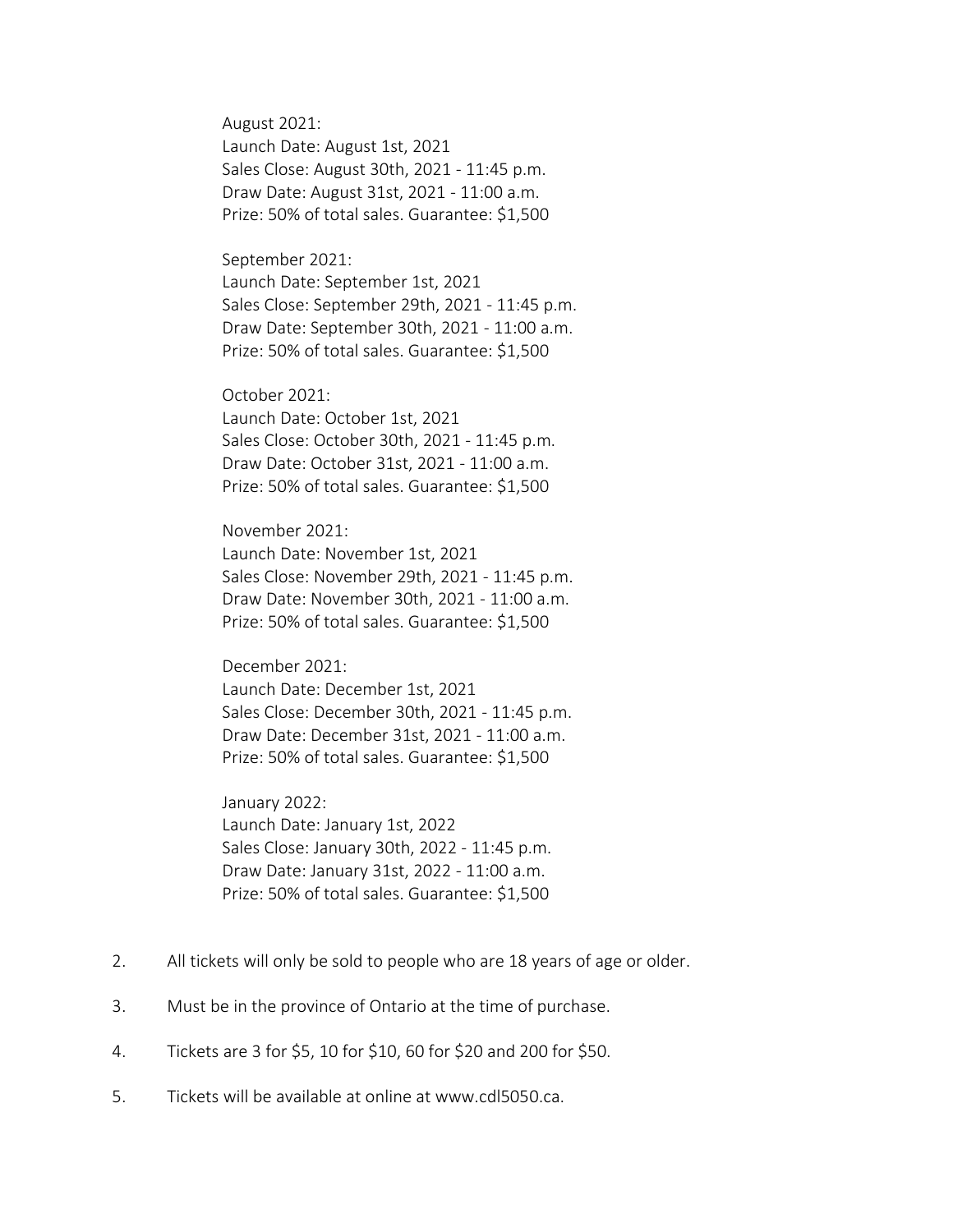August 2021:
Launch Date: August 1st, 2021
Sales Close: August 30th, 2021 - 11:45 p.m.
Draw Date: August 31st, 2021 - 11:00 a.m.
Prize: 50% of total sales. Guarantee: $1,500

September 2021:
Launch Date: September 1st, 2021
Sales Close: September 29th, 2021 - 11:45 p.m.
Draw Date: September 30th, 2021 - 11:00 a.m.
Prize: 50% of total sales. Guarantee: $1,500

October 2021:
Launch Date: October 1st, 2021
Sales Close: October 30th, 2021 - 11:45 p.m.
Draw Date: October 31st, 2021 - 11:00 a.m.
Prize: 50% of total sales. Guarantee: $1,500

November 2021:
Launch Date: November 1st, 2021
Sales Close: November 29th, 2021 - 11:45 p.m.
Draw Date: November 30th, 2021 - 11:00 a.m.
Prize: 50% of total sales. Guarantee: $1,500

December 2021:
Launch Date: December 1st, 2021
Sales Close: December 30th, 2021 - 11:45 p.m.
Draw Date: December 31st, 2021 - 11:00 a.m.
Prize: 50% of total sales. Guarantee: $1,500

January 2022:
Launch Date: January 1st, 2022
Sales Close: January 30th, 2022 - 11:45 p.m.
Draw Date: January 31st, 2022 - 11:00 a.m.
Prize: 50% of total sales. Guarantee: $1,500

2. All tickets will only be sold to people who are 18 years of age or older.

3. Must be in the province of Ontario at the time of purchase.

4. Tickets are 3 for $5, 10 for $10, 60 for $20 and 200 for $50.

5. Tickets will be available at online at www.cdl5050.ca.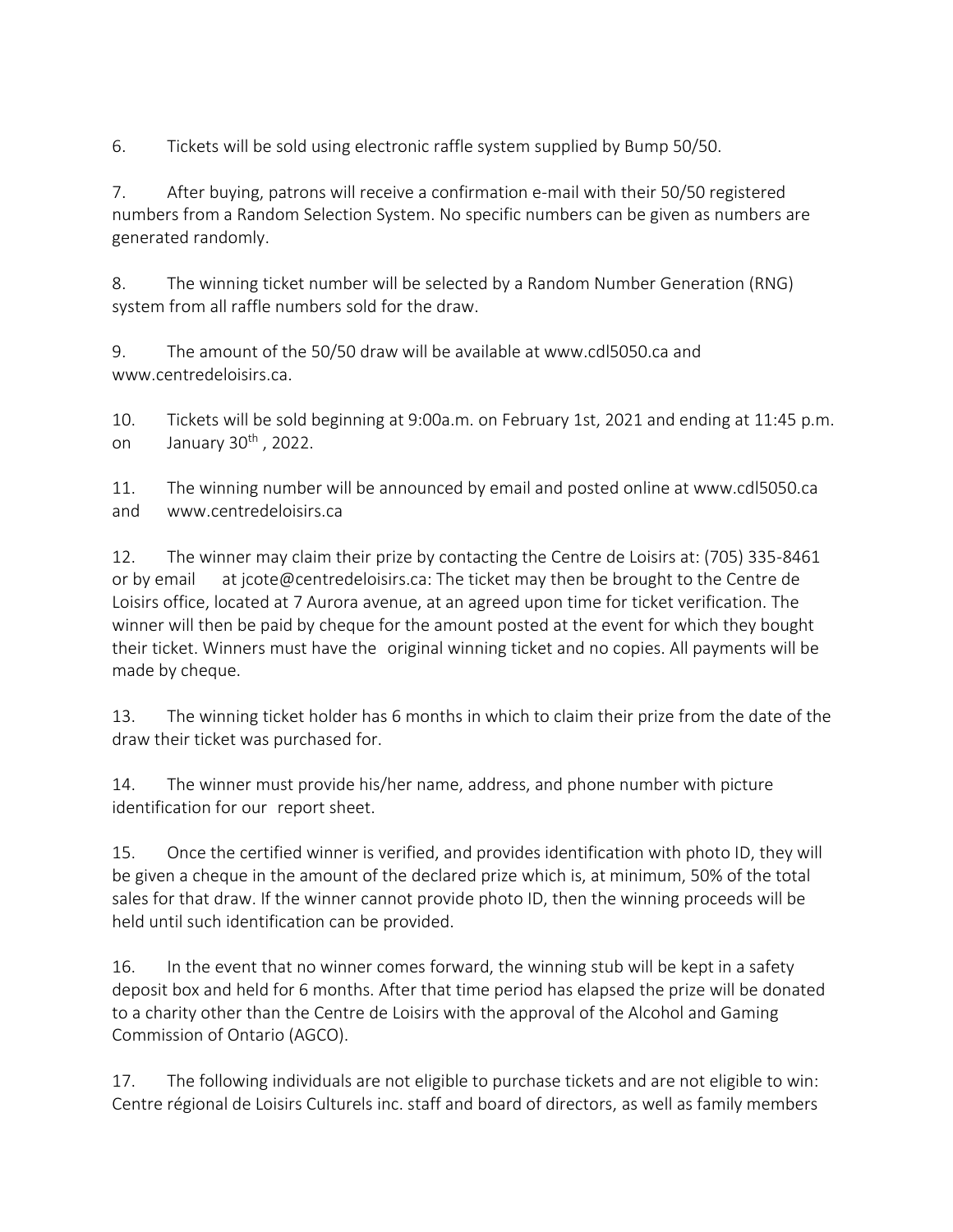6. Tickets will be sold using electronic raffle system supplied by Bump 50/50.

7. After buying, patrons will receive a confirmation e-mail with their 50/50 registered numbers from a Random Selection System. No specific numbers can be given as numbers are generated randomly.

8. The winning ticket number will be selected by a Random Number Generation (RNG) system from all raffle numbers sold for the draw.

9. The amount of the 50/50 draw will be available at www.cdl5050.ca and www.centredeloisirs.ca.

10. Tickets will be sold beginning at 9:00a.m. on February 1st, 2021 and ending at 11:45 p.m. on January 30th , 2022.

11. The winning number will be announced by email and posted online at www.cdl5050.ca and www.centredeloisirs.ca

12. The winner may claim their prize by contacting the Centre de Loisirs at: (705) 335-8461 or by email at jcote@centredeloisirs.ca: The ticket may then be brought to the Centre de Loisirs office, located at 7 Aurora avenue, at an agreed upon time for ticket verification. The winner will then be paid by cheque for the amount posted at the event for which they bought their ticket. Winners must have the original winning ticket and no copies. All payments will be made by cheque.

13. The winning ticket holder has 6 months in which to claim their prize from the date of the draw their ticket was purchased for.

14. The winner must provide his/her name, address, and phone number with picture identification for our report sheet.

15. Once the certified winner is verified, and provides identification with photo ID, they will be given a cheque in the amount of the declared prize which is, at minimum, 50% of the total sales for that draw. If the winner cannot provide photo ID, then the winning proceeds will be held until such identification can be provided.

16. In the event that no winner comes forward, the winning stub will be kept in a safety deposit box and held for 6 months. After that time period has elapsed the prize will be donated to a charity other than the Centre de Loisirs with the approval of the Alcohol and Gaming Commission of Ontario (AGCO).

17. The following individuals are not eligible to purchase tickets and are not eligible to win: Centre régional de Loisirs Culturels inc. staff and board of directors, as well as family members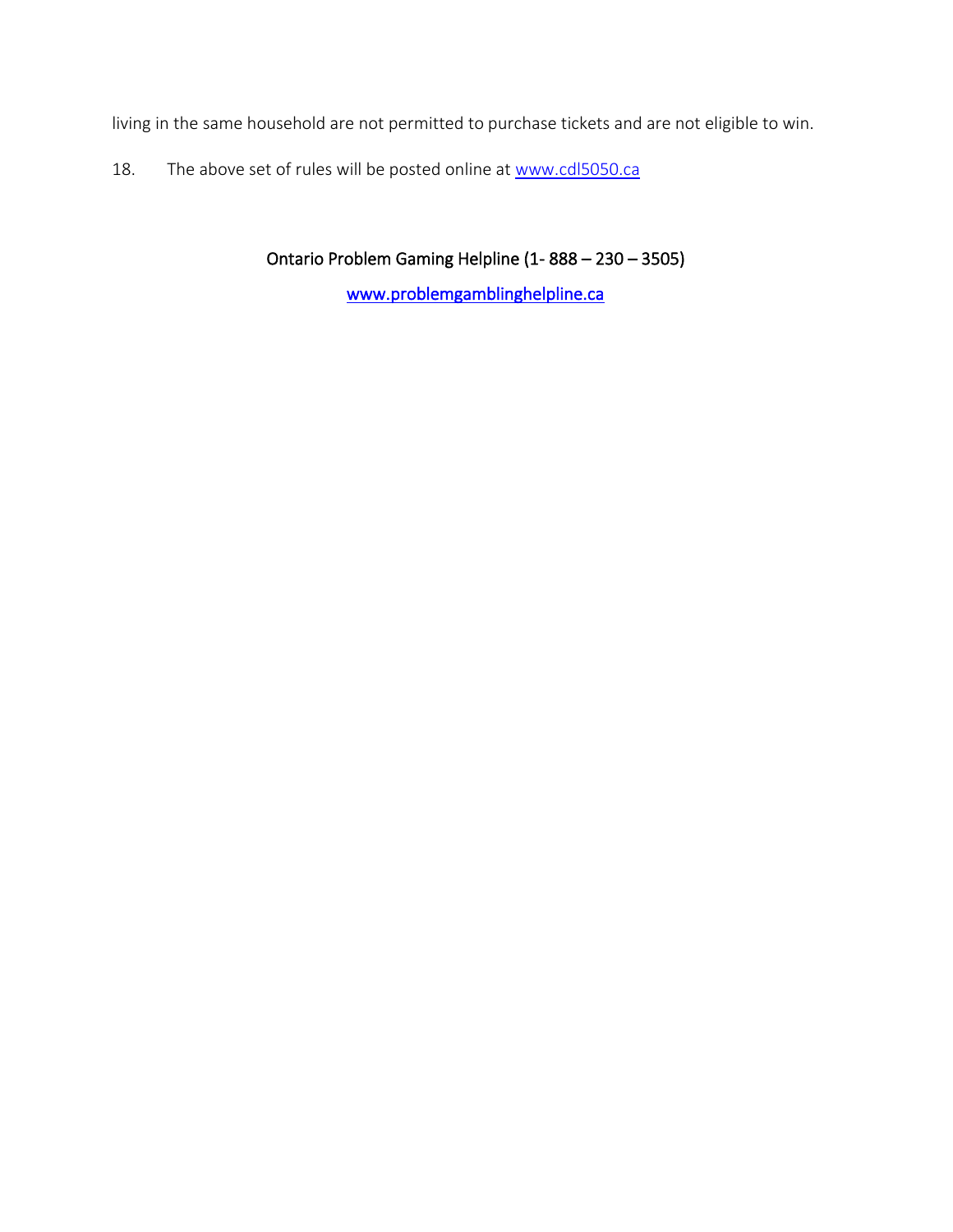living in the same household are not permitted to purchase tickets and are not eligible to win.

18. The above set of rules will be posted online at www.cdl5050.ca

Ontario Problem Gaming Helpline (1- 888 – 230 – 3505)

www.problemgamblinghelpline.ca